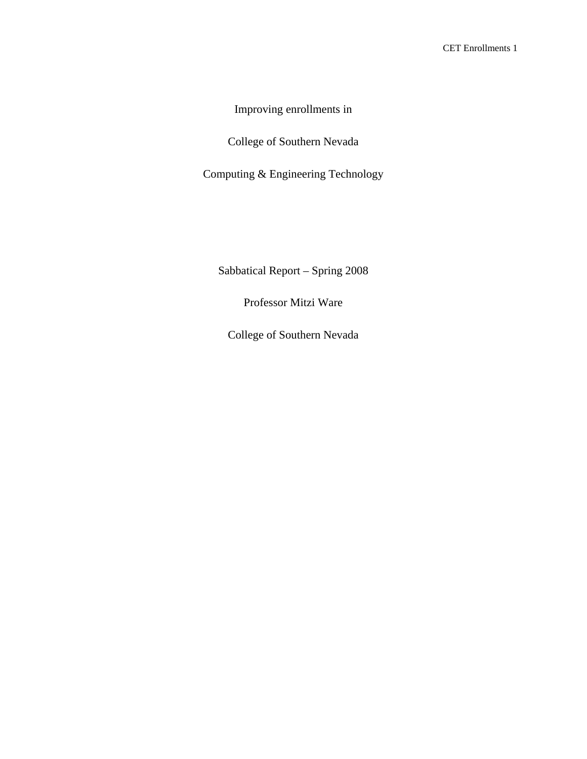# Improving enrollments in

# College of Southern Nevada

# Computing & Engineering Technology

Sabbatical Report – Spring 2008

Professor Mitzi Ware

College of Southern Nevada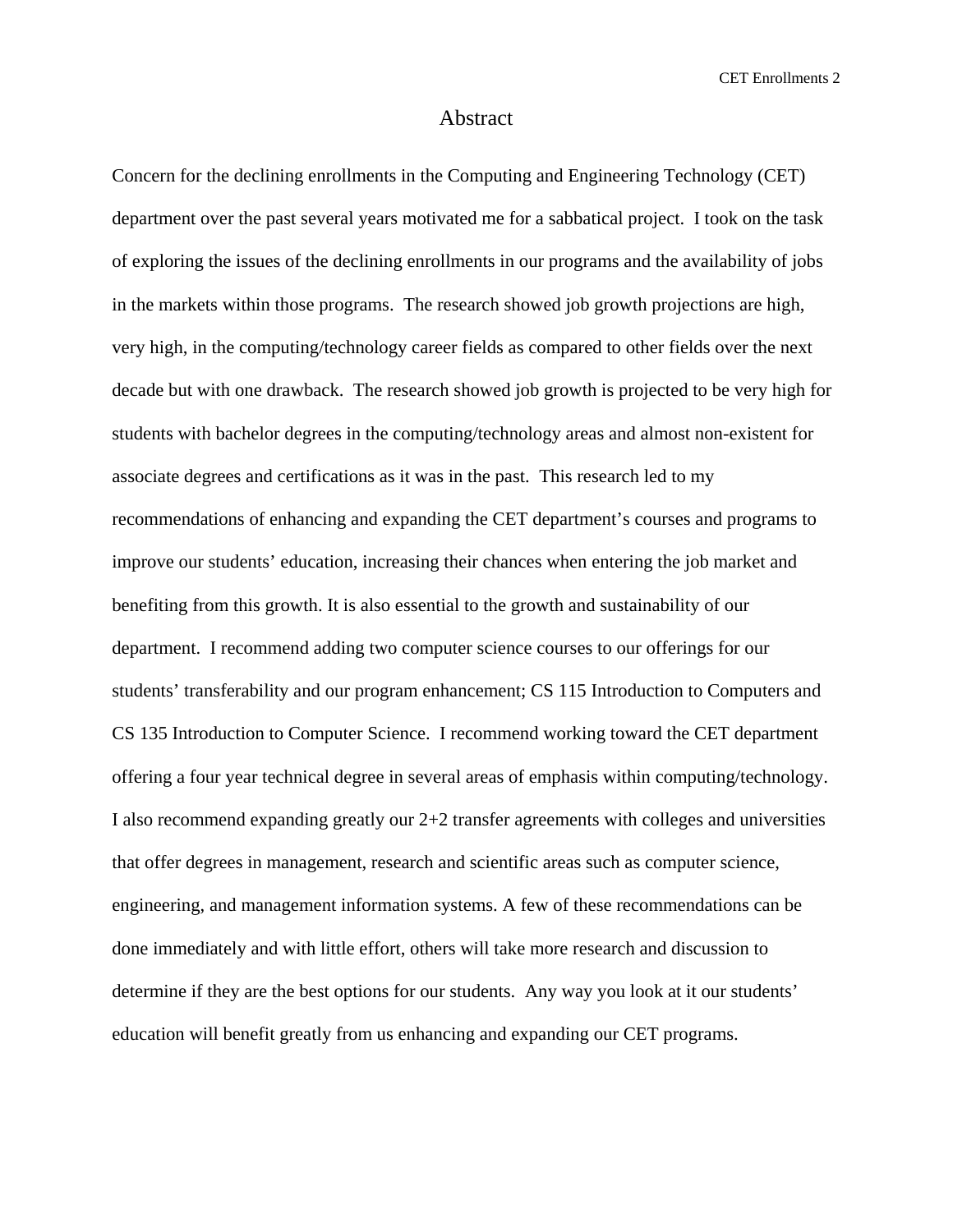# Abstract

Concern for the declining enrollments in the Computing and Engineering Technology (CET) department over the past several years motivated me for a sabbatical project. I took on the task of exploring the issues of the declining enrollments in our programs and the availability of jobs in the markets within those programs. The research showed job growth projections are high, very high, in the computing/technology career fields as compared to other fields over the next decade but with one drawback. The research showed job growth is projected to be very high for students with bachelor degrees in the computing/technology areas and almost non-existent for associate degrees and certifications as it was in the past. This research led to my recommendations of enhancing and expanding the CET department's courses and programs to improve our students' education, increasing their chances when entering the job market and benefiting from this growth. It is also essential to the growth and sustainability of our department. I recommend adding two computer science courses to our offerings for our students' transferability and our program enhancement; CS 115 Introduction to Computers and CS 135 Introduction to Computer Science. I recommend working toward the CET department offering a four year technical degree in several areas of emphasis within computing/technology. I also recommend expanding greatly our 2+2 transfer agreements with colleges and universities that offer degrees in management, research and scientific areas such as computer science, engineering, and management information systems. A few of these recommendations can be done immediately and with little effort, others will take more research and discussion to determine if they are the best options for our students. Any way you look at it our students' education will benefit greatly from us enhancing and expanding our CET programs.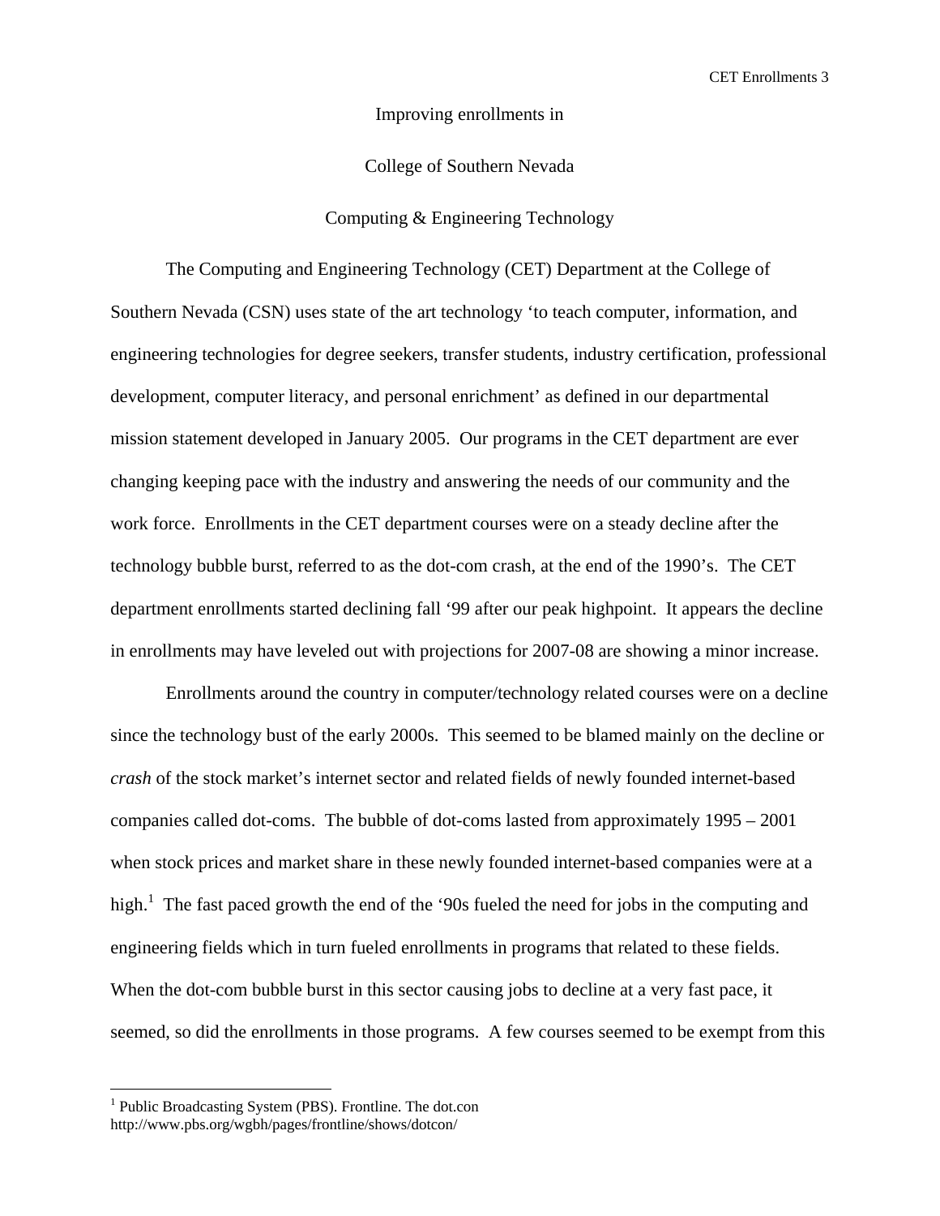# Improving enrollments in

# College of Southern Nevada

# Computing & Engineering Technology

The Computing and Engineering Technology (CET) Department at the College of Southern Nevada (CSN) uses state of the art technology 'to teach computer, information, and engineering technologies for degree seekers, transfer students, industry certification, professional development, computer literacy, and personal enrichment' as defined in our departmental mission statement developed in January 2005. Our programs in the CET department are ever changing keeping pace with the industry and answering the needs of our community and the work force. Enrollments in the CET department courses were on a steady decline after the technology bubble burst, referred to as the dot-com crash, at the end of the 1990's. The CET department enrollments started declining fall '99 after our peak highpoint. It appears the decline in enrollments may have leveled out with projections for 2007-08 are showing a minor increase.

Enrollments around the country in computer/technology related courses were on a decline since the technology bust of the early 2000s. This seemed to be blamed mainly on the decline or *crash* of the stock market's internet sector and related fields of newly founded internet-based companies called dot-coms. The bubble of dot-coms lasted from approximately 1995 – 2001 when stock prices and market share in these newly founded internet-based companies were at a high.[1] The fast paced growth the end of the '90s fueled the need for jobs in the computing and engineering fields which in turn fueled enrollments in programs that related to these fields. When the dot-com bubble burst in this sector causing jobs to decline at a very fast pace, it seemed, so did the enrollments in those programs. A few courses seemed to be exempt from this

[1] Public Broadcasting System (PBS). Frontline. The dot.con http://www.pbs.org/wgbh/pages/frontline/shows/dotcon/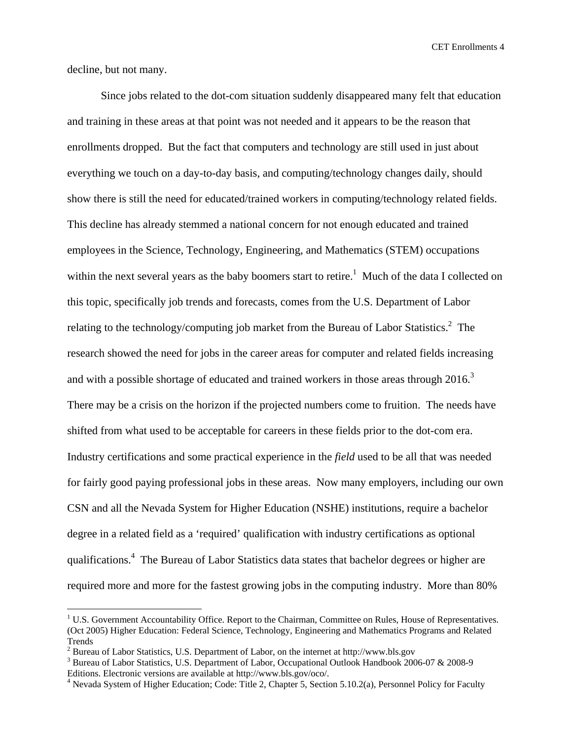decline, but not many.

Since jobs related to the dot-com situation suddenly disappeared many felt that education and training in these areas at that point was not needed and it appears to be the reason that enrollments dropped. But the fact that computers and technology are still used in just about everything we touch on a day-to-day basis, and computing/technology changes daily, should show there is still the need for educated/trained workers in computing/technology related fields. This decline has already stemmed a national concern for not enough educated and trained employees in the Science, Technology, Engineering, and Mathematics (STEM) occupations within the next several years as the baby boomers start to retire.[1] Much of the data I collected on this topic, specifically job trends and forecasts, comes from the U.S. Department of Labor relating to the technology/computing job market from the Bureau of Labor Statistics.[2] The research showed the need for jobs in the career areas for computer and related fields increasing and with a possible shortage of educated and trained workers in those areas through 2016.[3] There may be a crisis on the horizon if the projected numbers come to fruition. The needs have shifted from what used to be acceptable for careers in these fields prior to the dot-com era. Industry certifications and some practical experience in the *field* used to be all that was needed for fairly good paying professional jobs in these areas. Now many employers, including our own CSN and all the Nevada System for Higher Education (NSHE) institutions, require a bachelor degree in a related field as a 'required' qualification with industry certifications as optional qualifications.[4] The Bureau of Labor Statistics data states that bachelor degrees or higher are required more and more for the fastest growing jobs in the computing industry. More than 80%

---

[1] U.S. Government Accountability Office. Report to the Chairman, Committee on Rules, House of Representatives. (Oct 2005) Higher Education: Federal Science, Technology, Engineering and Mathematics Programs and Related Trends

[2] Bureau of Labor Statistics, U.S. Department of Labor, on the internet at http://www.bls.gov

[3] Bureau of Labor Statistics, U.S. Department of Labor, Occupational Outlook Handbook 2006-07 & 2008-9 Editions. Electronic versions are available at http://www.bls.gov/oco/.

[4] Nevada System of Higher Education; Code: Title 2, Chapter 5, Section 5.10.2(a), Personnel Policy for Faculty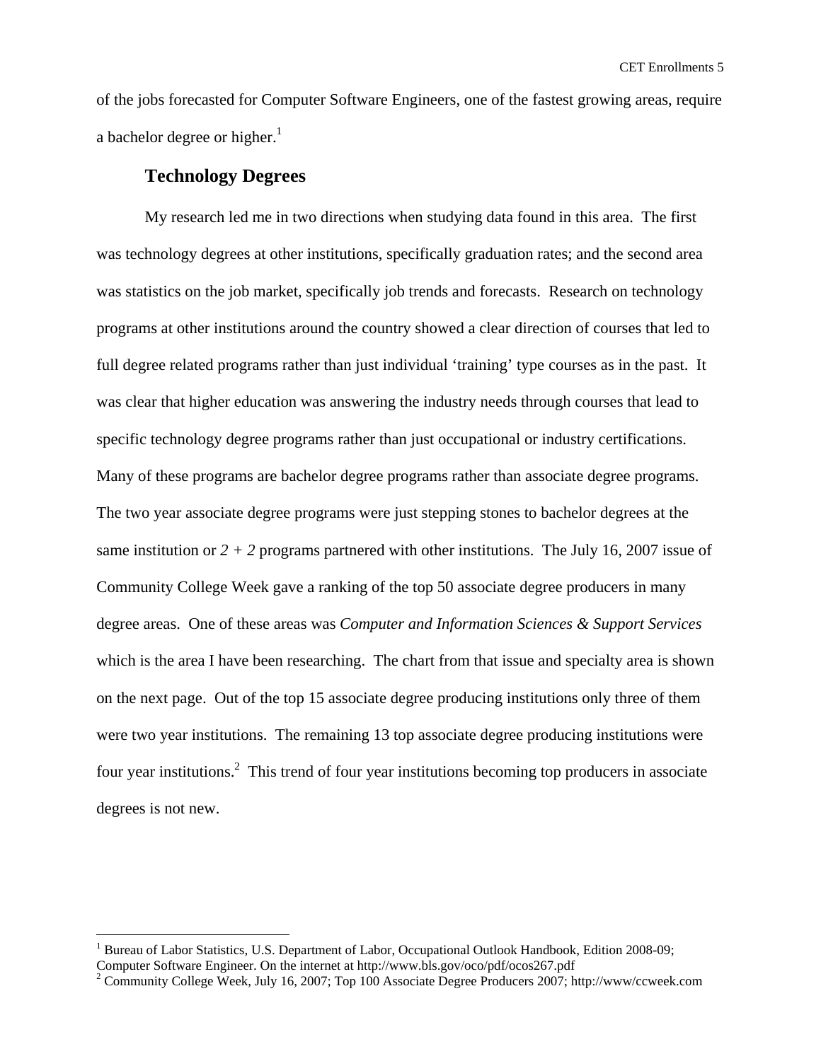of the jobs forecasted for Computer Software Engineers, one of the fastest growing areas, require a bachelor degree or higher.[1]

## Technology Degrees

My research led me in two directions when studying data found in this area. The first was technology degrees at other institutions, specifically graduation rates; and the second area was statistics on the job market, specifically job trends and forecasts. Research on technology programs at other institutions around the country showed a clear direction of courses that led to full degree related programs rather than just individual 'training' type courses as in the past. It was clear that higher education was answering the industry needs through courses that lead to specific technology degree programs rather than just occupational or industry certifications. Many of these programs are bachelor degree programs rather than associate degree programs. The two year associate degree programs were just stepping stones to bachelor degrees at the same institution or *2 + 2* programs partnered with other institutions. The July 16, 2007 issue of Community College Week gave a ranking of the top 50 associate degree producers in many degree areas. One of these areas was *Computer and Information Sciences & Support Services* which is the area I have been researching. The chart from that issue and specialty area is shown on the next page. Out of the top 15 associate degree producing institutions only three of them were two year institutions. The remaining 13 top associate degree producing institutions were four year institutions.[2] This trend of four year institutions becoming top producers in associate degrees is not new.

---

[1] Bureau of Labor Statistics, U.S. Department of Labor, Occupational Outlook Handbook, Edition 2008-09; Computer Software Engineer. On the internet at http://www.bls.gov/oco/pdf/ocos267.pdf

[2] Community College Week, July 16, 2007; Top 100 Associate Degree Producers 2007; http://www/ccweek.com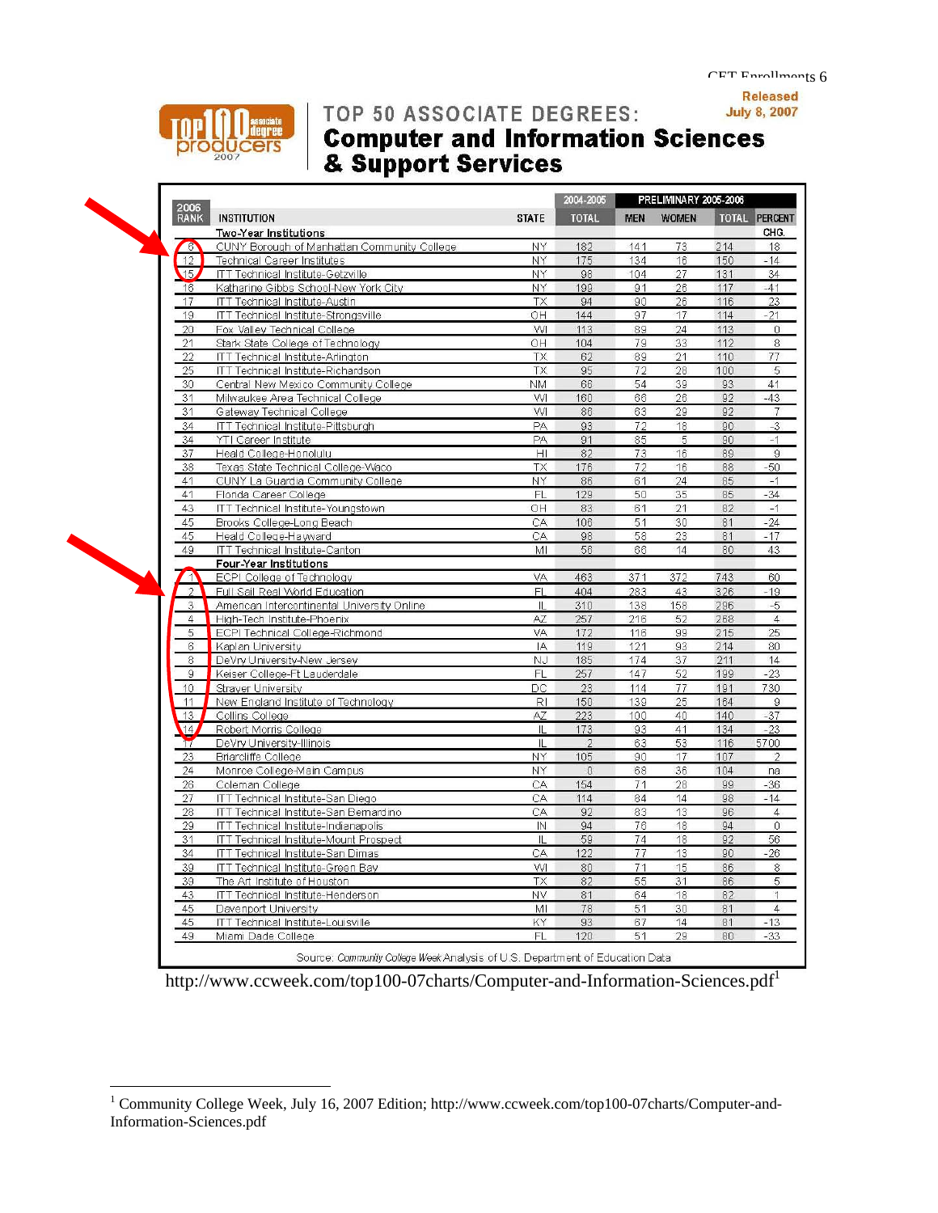Released July 8, 2007

## TOP 50 ASSOCIATE DEGREES: Computer and Information Sciences & Support Services

| 2006 RANK | INSTITUTION | STATE | 2004-2005 TOTAL | PRELIMINARY 2005-2006 MEN | WOMEN | TOTAL | PERCENT CHG. |
|---|---|---|---|---|---|---|---|
| | **Two-Year Institutions** | | | | | | |
| 6 | CUNY Borough of Manhattan Community College | NY | 182 | 141 | 73 | 214 | 18 |
| 12 | Technical Career Institutes | NY | 175 | 134 | 16 | 150 | -14 |
| 15 | ITT Technical Institute-Getzville | NY | 98 | 104 | 27 | 131 | 34 |
| 16 | Katharine Gibbs School-New York City | NY | 199 | 91 | 26 | 117 | -41 |
| 17 | ITT Technical Institute-Austin | TX | 94 | 90 | 26 | 116 | 23 |
| 19 | ITT Technical Institute-Strongsville | OH | 144 | 97 | 17 | 114 | -21 |
| 20 | Fox Valley Technical College | WI | 113 | 89 | 24 | 113 | 0 |
| 21 | Stark State College of Technology | OH | 104 | 79 | 33 | 112 | 8 |
| 22 | ITT Technical Institute-Arlington | TX | 62 | 89 | 21 | 110 | 77 |
| 25 | ITT Technical Institute-Richardson | TX | 95 | 72 | 28 | 100 | 5 |
| 30 | Central New Mexico Community College | NM | 66 | 54 | 39 | 93 | 41 |
| 31 | Milwaukee Area Technical College | WI | 160 | 66 | 26 | 92 | -43 |
| 31 | Gateway Technical College | WI | 86 | 63 | 29 | 92 | 7 |
| 34 | ITT Technical Institute-Pittsburgh | PA | 93 | 72 | 18 | 90 | -3 |
| 34 | YTI Career Institute | PA | 91 | 85 | 5 | 90 | -1 |
| 37 | Heald College-Honolulu | HI | 82 | 73 | 16 | 89 | 9 |
| 38 | Texas State Technical College-Waco | TX | 176 | 72 | 16 | 88 | -50 |
| 41 | CUNY La Guardia Community College | NY | 86 | 61 | 24 | 85 | -1 |
| 41 | Florida Career College | FL | 129 | 50 | 35 | 85 | -34 |
| 43 | ITT Technical Institute-Youngstown | OH | 83 | 61 | 21 | 82 | -1 |
| 45 | Brooks College-Long Beach | CA | 106 | 51 | 30 | 81 | -24 |
| 45 | Heald College-Hayward | CA | 98 | 58 | 23 | 81 | -17 |
| 49 | ITT Technical Institute-Canton | MI | 56 | 66 | 14 | 80 | 43 |
| | **Four-Year Institutions** | | | | | | |
| 1 | ECPI College of Technology | VA | 463 | 371 | 372 | 743 | 60 |
| 2 | Full Sail Real World Education | FL | 404 | 283 | 43 | 326 | -19 |
| 3 | American Intercontinental University Online | IL | 310 | 138 | 158 | 296 | -5 |
| 4 | High-Tech Institute-Phoenix | AZ | 257 | 216 | 52 | 268 | 4 |
| 5 | ECPI Technical College-Richmond | VA | 172 | 116 | 99 | 215 | 25 |
| 6 | Kaplan University | IA | 119 | 121 | 93 | 214 | 80 |
| 8 | DeVry University-New Jersey | NJ | 185 | 174 | 37 | 211 | 14 |
| 9 | Keiser College-Ft Lauderdale | FL | 257 | 147 | 52 | 199 | -23 |
| 10 | Strayer University | DC | 23 | 114 | 77 | 191 | 730 |
| 11 | New England Institute of Technology | RI | 150 | 139 | 25 | 164 | 9 |
| 13 | Collins College | AZ | 223 | 100 | 40 | 140 | -37 |
| 14 | Robert Morris College | IL | 173 | 93 | 41 | 134 | -23 |
| 17 | DeVry University-Illinois | IL | 2 | 63 | 53 | 116 | 5700 |
| 23 | Briarcliffe College | NY | 105 | 90 | 17 | 107 | 2 |
| 24 | Monroe College-Main Campus | NY | 0 | 68 | 36 | 104 | na |
| 26 | Coleman College | CA | 154 | 71 | 28 | 99 | -36 |
| 27 | ITT Technical Institute-San Diego | CA | 114 | 84 | 14 | 98 | -14 |
| 28 | ITT Technical Institute-San Bernardino | CA | 92 | 83 | 13 | 96 | 4 |
| 29 | ITT Technical Institute-Indianapolis | IN | 94 | 76 | 18 | 94 | 0 |
| 31 | ITT Technical Institute-Mount Prospect | IL | 59 | 74 | 18 | 92 | 56 |
| 34 | ITT Technical Institute-San Dimas | CA | 122 | 77 | 13 | 90 | -26 |
| 39 | ITT Technical Institute-Green Bay | WI | 80 | 71 | 15 | 86 | 8 |
| 39 | The Art Institute of Houston | TX | 82 | 55 | 31 | 86 | 5 |
| 43 | ITT Technical Institute-Henderson | NV | 81 | 64 | 18 | 82 | 1 |
| 45 | Davenport University | MI | 78 | 51 | 30 | 81 | 4 |
| 45 | ITT Technical Institute-Louisville | KY | 93 | 67 | 14 | 81 | -13 |
| 49 | Miami Dade College | FL | 120 | 51 | 29 | 80 | -33 |

Source: *Community College Week* Analysis of U.S. Department of Education Data

http://www.ccweek.com/top100-07charts/Computer-and-Information-Sciences.pdf[1]

---

[1] Community College Week, July 16, 2007 Edition; http://www.ccweek.com/top100-07charts/Computer-and-Information-Sciences.pdf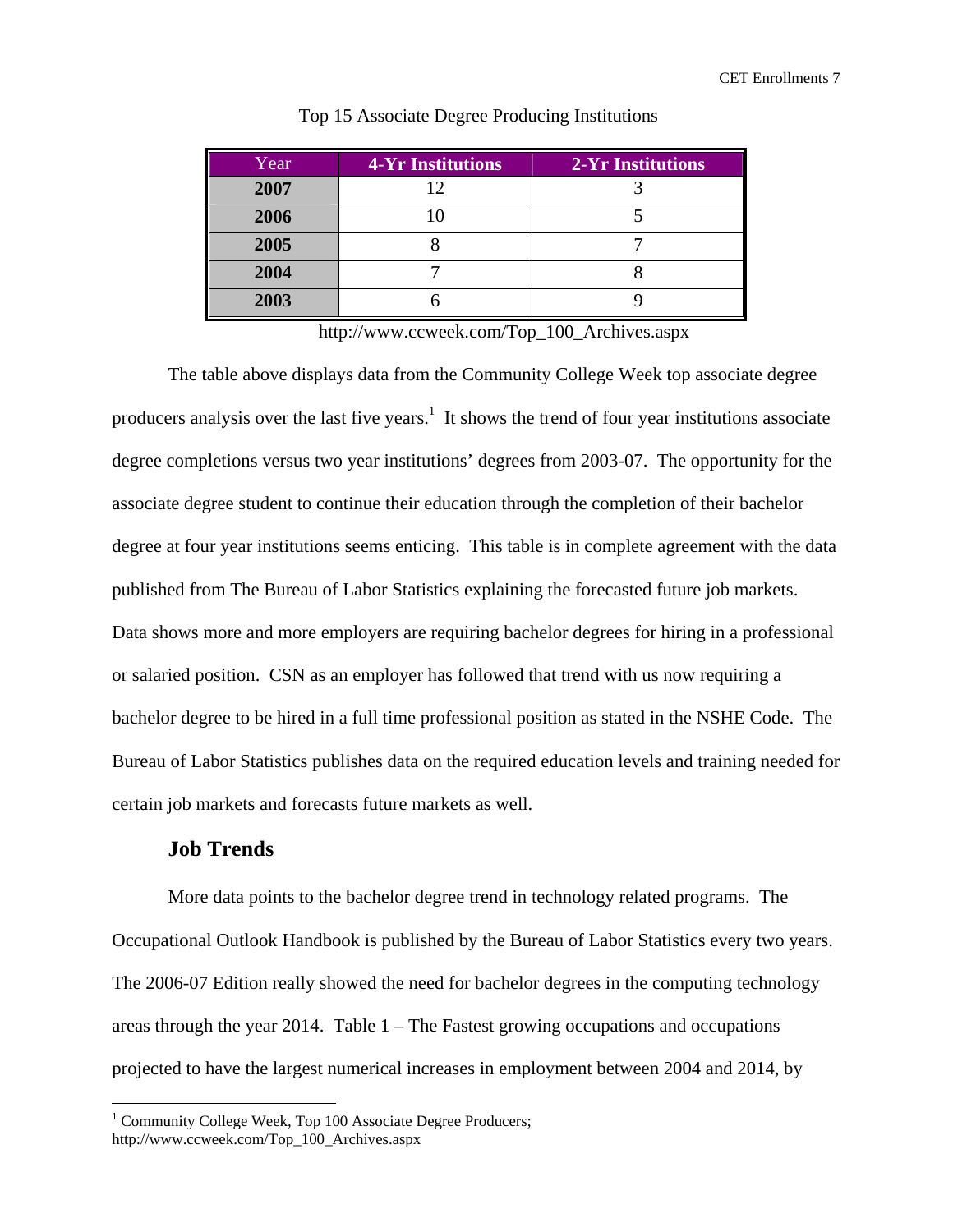Top 15 Associate Degree Producing Institutions

| Year | 4-Yr Institutions | 2-Yr Institutions |
|---|---|---|
| **2007** | 12 | 3 |
| **2006** | 10 | 5 |
| **2005** | 8 | 7 |
| **2004** | 7 | 8 |
| **2003** | 6 | 9 |

http://www.ccweek.com/Top_100_Archives.aspx

The table above displays data from the Community College Week top associate degree producers analysis over the last five years.[1] It shows the trend of four year institutions associate degree completions versus two year institutions' degrees from 2003-07. The opportunity for the associate degree student to continue their education through the completion of their bachelor degree at four year institutions seems enticing. This table is in complete agreement with the data published from The Bureau of Labor Statistics explaining the forecasted future job markets. Data shows more and more employers are requiring bachelor degrees for hiring in a professional or salaried position. CSN as an employer has followed that trend with us now requiring a bachelor degree to be hired in a full time professional position as stated in the NSHE Code. The Bureau of Labor Statistics publishes data on the required education levels and training needed for certain job markets and forecasts future markets as well.

### Job Trends

More data points to the bachelor degree trend in technology related programs. The Occupational Outlook Handbook is published by the Bureau of Labor Statistics every two years. The 2006-07 Edition really showed the need for bachelor degrees in the computing technology areas through the year 2014. Table 1 – The Fastest growing occupations and occupations projected to have the largest numerical increases in employment between 2004 and 2014, by

[1] Community College Week, Top 100 Associate Degree Producers; http://www.ccweek.com/Top_100_Archives.aspx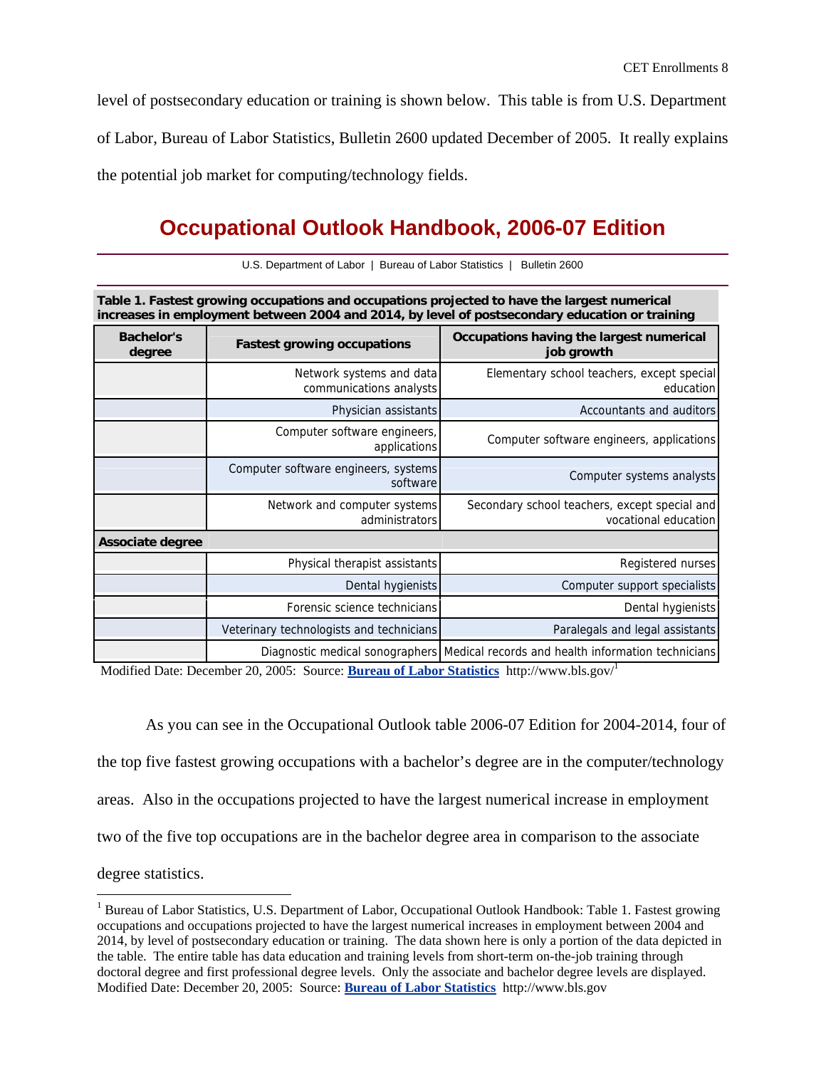level of postsecondary education or training is shown below. This table is from U.S. Department of Labor, Bureau of Labor Statistics, Bulletin 2600 updated December of 2005. It really explains the potential job market for computing/technology fields.

# Occupational Outlook Handbook, 2006-07 Edition

U.S. Department of Labor | Bureau of Labor Statistics | Bulletin 2600

**Table 1. Fastest growing occupations and occupations projected to have the largest numerical increases in employment between 2004 and 2014, by level of postsecondary education or training**

| Bachelor's degree | Fastest growing occupations | Occupations having the largest numerical job growth |
|---|---|---|
| | Network systems and data communications analysts | Elementary school teachers, except special education |
| | Physician assistants | Accountants and auditors |
| | Computer software engineers, applications | Computer software engineers, applications |
| | Computer software engineers, systems software | Computer systems analysts |
| | Network and computer systems administrators | Secondary school teachers, except special and vocational education |
| **Associate degree** | | |
| | Physical therapist assistants | Registered nurses |
| | Dental hygienists | Computer support specialists |
| | Forensic science technicians | Dental hygienists |
| | Veterinary technologists and technicians | Paralegals and legal assistants |
| | Diagnostic medical sonographers | Medical records and health information technicians |

Modified Date: December 20, 2005: Source: **Bureau of Labor Statistics** http://www.bls.gov/[1]

As you can see in the Occupational Outlook table 2006-07 Edition for 2004-2014, four of the top five fastest growing occupations with a bachelor's degree are in the computer/technology areas. Also in the occupations projected to have the largest numerical increase in employment two of the five top occupations are in the bachelor degree area in comparison to the associate degree statistics.

---

[1] Bureau of Labor Statistics, U.S. Department of Labor, Occupational Outlook Handbook: Table 1. Fastest growing occupations and occupations projected to have the largest numerical increases in employment between 2004 and 2014, by level of postsecondary education or training. The data shown here is only a portion of the data depicted in the table. The entire table has data education and training levels from short-term on-the-job training through doctoral degree and first professional degree levels. Only the associate and bachelor degree levels are displayed. Modified Date: December 20, 2005: Source: **Bureau of Labor Statistics** http://www.bls.gov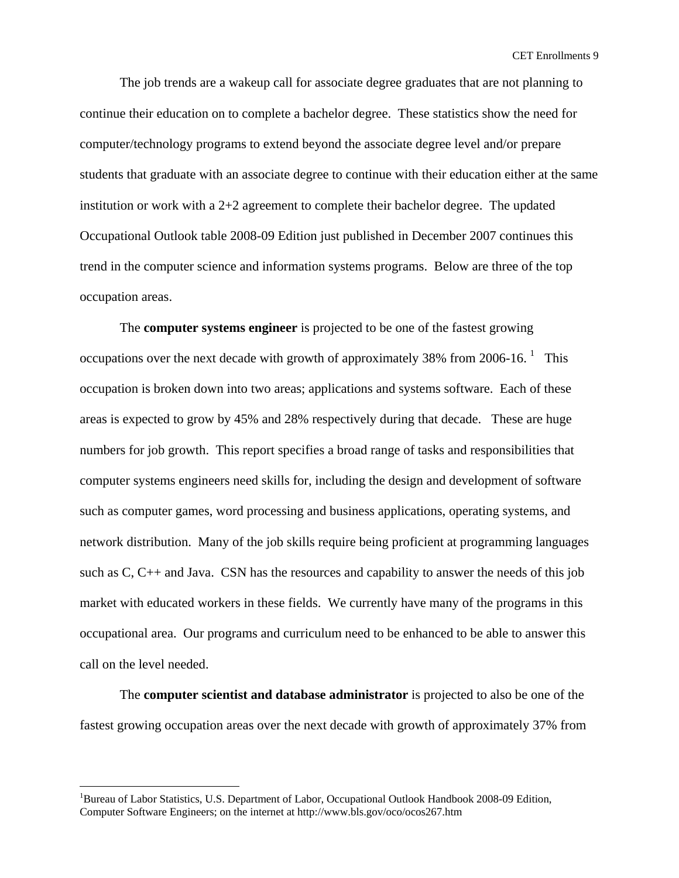The job trends are a wakeup call for associate degree graduates that are not planning to continue their education on to complete a bachelor degree. These statistics show the need for computer/technology programs to extend beyond the associate degree level and/or prepare students that graduate with an associate degree to continue with their education either at the same institution or work with a 2+2 agreement to complete their bachelor degree. The updated Occupational Outlook table 2008-09 Edition just published in December 2007 continues this trend in the computer science and information systems programs. Below are three of the top occupation areas.

The **computer systems engineer** is projected to be one of the fastest growing occupations over the next decade with growth of approximately 38% from 2006-16. [1] This occupation is broken down into two areas; applications and systems software. Each of these areas is expected to grow by 45% and 28% respectively during that decade. These are huge numbers for job growth. This report specifies a broad range of tasks and responsibilities that computer systems engineers need skills for, including the design and development of software such as computer games, word processing and business applications, operating systems, and network distribution. Many of the job skills require being proficient at programming languages such as C, C++ and Java. CSN has the resources and capability to answer the needs of this job market with educated workers in these fields. We currently have many of the programs in this occupational area. Our programs and curriculum need to be enhanced to be able to answer this call on the level needed.

The **computer scientist and database administrator** is projected to also be one of the fastest growing occupation areas over the next decade with growth of approximately 37% from

---

[1] Bureau of Labor Statistics, U.S. Department of Labor, Occupational Outlook Handbook 2008-09 Edition, Computer Software Engineers; on the internet at http://www.bls.gov/oco/ocos267.htm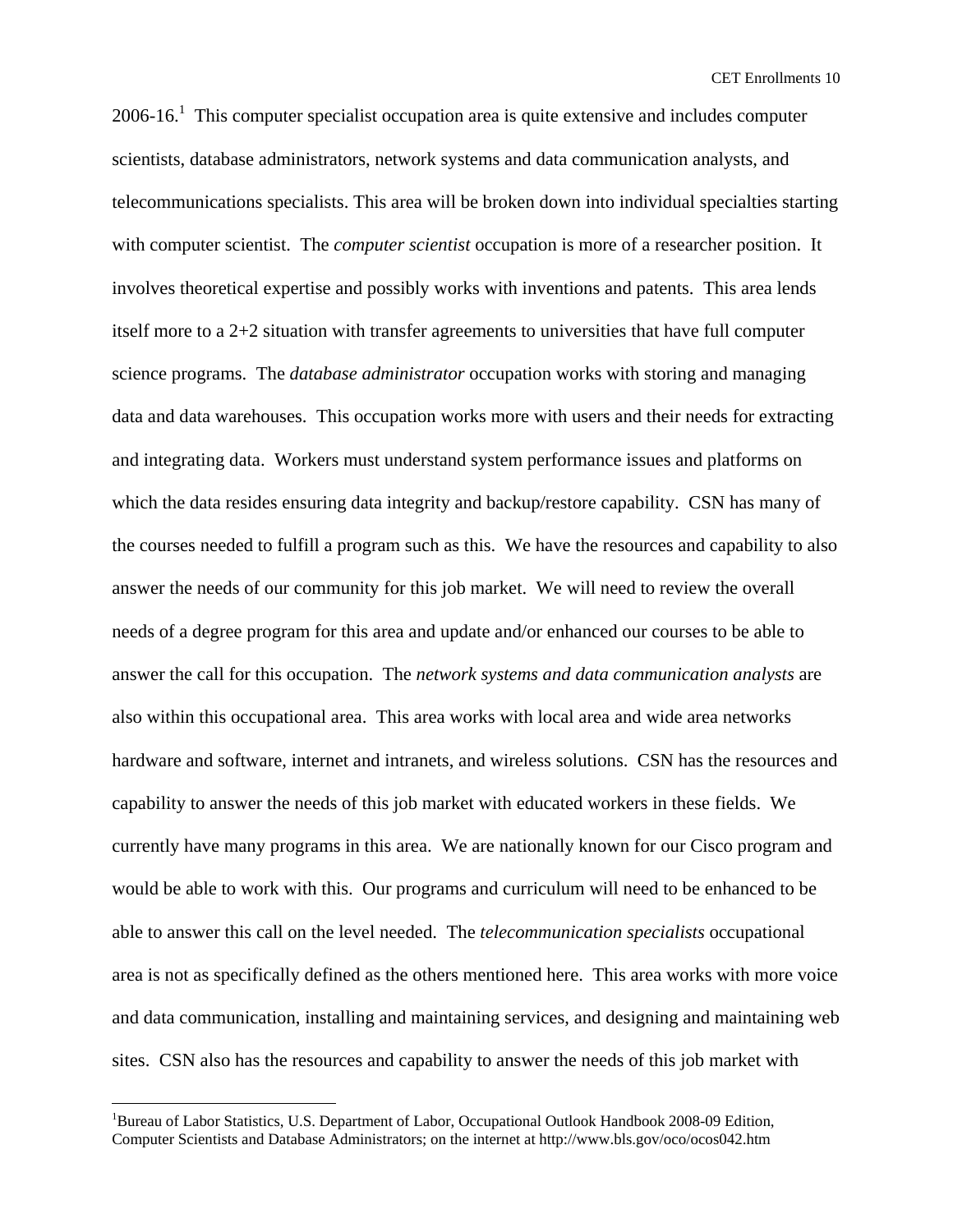2006-16.[1] This computer specialist occupation area is quite extensive and includes computer scientists, database administrators, network systems and data communication analysts, and telecommunications specialists. This area will be broken down into individual specialties starting with computer scientist. The *computer scientist* occupation is more of a researcher position. It involves theoretical expertise and possibly works with inventions and patents. This area lends itself more to a 2+2 situation with transfer agreements to universities that have full computer science programs. The *database administrator* occupation works with storing and managing data and data warehouses. This occupation works more with users and their needs for extracting and integrating data. Workers must understand system performance issues and platforms on which the data resides ensuring data integrity and backup/restore capability. CSN has many of the courses needed to fulfill a program such as this. We have the resources and capability to also answer the needs of our community for this job market. We will need to review the overall needs of a degree program for this area and update and/or enhanced our courses to be able to answer the call for this occupation. The *network systems and data communication analysts* are also within this occupational area. This area works with local area and wide area networks hardware and software, internet and intranets, and wireless solutions. CSN has the resources and capability to answer the needs of this job market with educated workers in these fields. We currently have many programs in this area. We are nationally known for our Cisco program and would be able to work with this. Our programs and curriculum will need to be enhanced to be able to answer this call on the level needed. The *telecommunication specialists* occupational area is not as specifically defined as the others mentioned here. This area works with more voice and data communication, installing and maintaining services, and designing and maintaining web sites. CSN also has the resources and capability to answer the needs of this job market with

---

[1] Bureau of Labor Statistics, U.S. Department of Labor, Occupational Outlook Handbook 2008-09 Edition, Computer Scientists and Database Administrators; on the internet at http://www.bls.gov/oco/ocos042.htm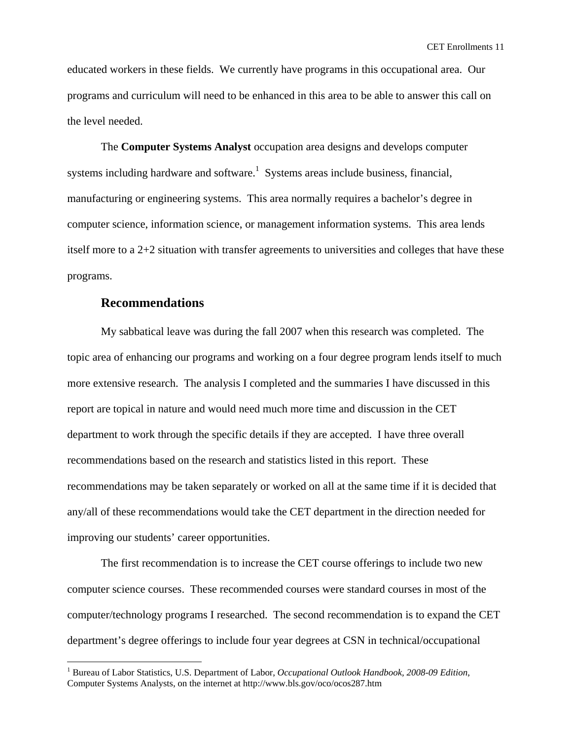educated workers in these fields. We currently have programs in this occupational area. Our programs and curriculum will need to be enhanced in this area to be able to answer this call on the level needed.

The **Computer Systems Analyst** occupation area designs and develops computer systems including hardware and software.[1] Systems areas include business, financial, manufacturing or engineering systems. This area normally requires a bachelor's degree in computer science, information science, or management information systems. This area lends itself more to a 2+2 situation with transfer agreements to universities and colleges that have these programs.

## Recommendations

My sabbatical leave was during the fall 2007 when this research was completed. The topic area of enhancing our programs and working on a four degree program lends itself to much more extensive research. The analysis I completed and the summaries I have discussed in this report are topical in nature and would need much more time and discussion in the CET department to work through the specific details if they are accepted. I have three overall recommendations based on the research and statistics listed in this report. These recommendations may be taken separately or worked on all at the same time if it is decided that any/all of these recommendations would take the CET department in the direction needed for improving our students' career opportunities.

The first recommendation is to increase the CET course offerings to include two new computer science courses. These recommended courses were standard courses in most of the computer/technology programs I researched. The second recommendation is to expand the CET department's degree offerings to include four year degrees at CSN in technical/occupational

---

[1] Bureau of Labor Statistics, U.S. Department of Labor, *Occupational Outlook Handbook, 2008-09 Edition*, Computer Systems Analysts, on the internet at http://www.bls.gov/oco/ocos287.htm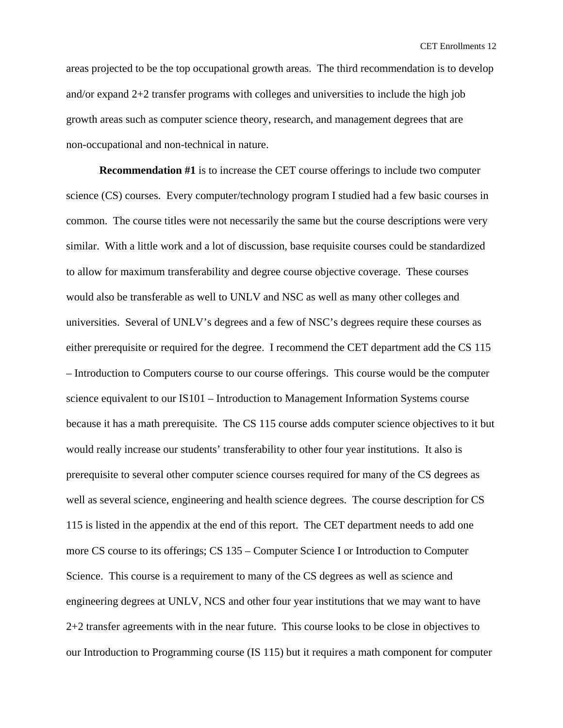areas projected to be the top occupational growth areas. The third recommendation is to develop and/or expand 2+2 transfer programs with colleges and universities to include the high job growth areas such as computer science theory, research, and management degrees that are non-occupational and non-technical in nature.

**Recommendation #1** is to increase the CET course offerings to include two computer science (CS) courses. Every computer/technology program I studied had a few basic courses in common. The course titles were not necessarily the same but the course descriptions were very similar. With a little work and a lot of discussion, base requisite courses could be standardized to allow for maximum transferability and degree course objective coverage. These courses would also be transferable as well to UNLV and NSC as well as many other colleges and universities. Several of UNLV's degrees and a few of NSC's degrees require these courses as either prerequisite or required for the degree. I recommend the CET department add the CS 115 – Introduction to Computers course to our course offerings. This course would be the computer science equivalent to our IS101 – Introduction to Management Information Systems course because it has a math prerequisite. The CS 115 course adds computer science objectives to it but would really increase our students' transferability to other four year institutions. It also is prerequisite to several other computer science courses required for many of the CS degrees as well as several science, engineering and health science degrees. The course description for CS 115 is listed in the appendix at the end of this report. The CET department needs to add one more CS course to its offerings; CS 135 – Computer Science I or Introduction to Computer Science. This course is a requirement to many of the CS degrees as well as science and engineering degrees at UNLV, NCS and other four year institutions that we may want to have 2+2 transfer agreements with in the near future. This course looks to be close in objectives to our Introduction to Programming course (IS 115) but it requires a math component for computer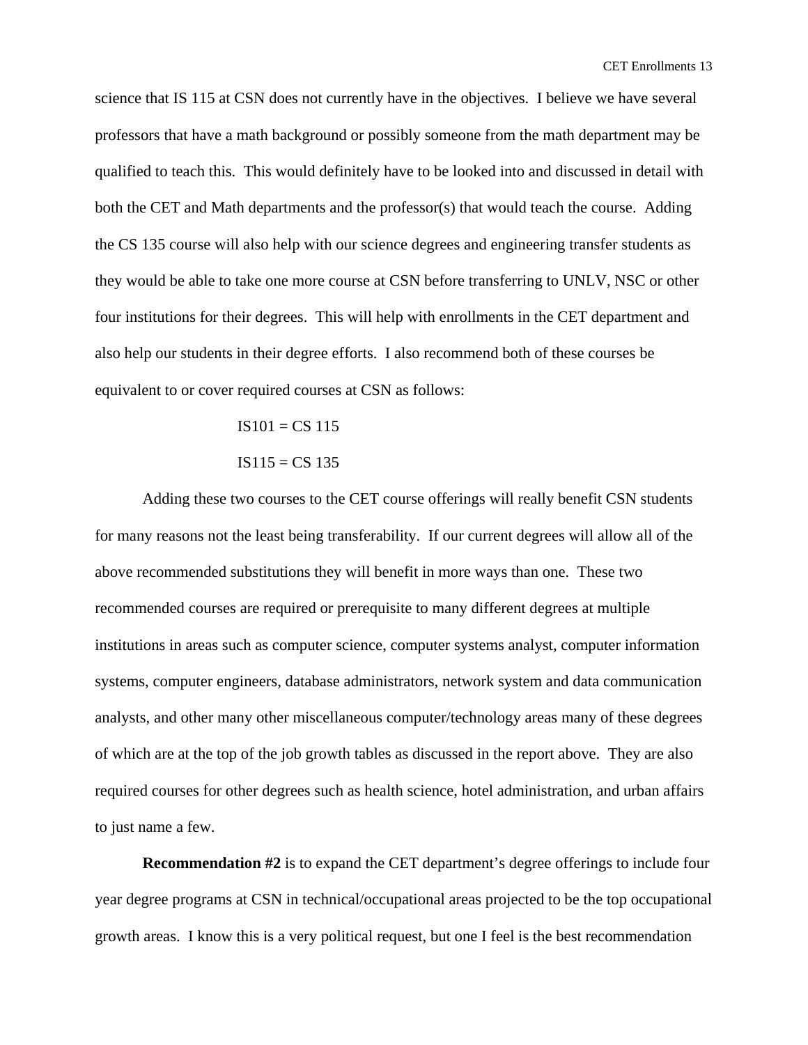science that IS 115 at CSN does not currently have in the objectives. I believe we have several professors that have a math background or possibly someone from the math department may be qualified to teach this. This would definitely have to be looked into and discussed in detail with both the CET and Math departments and the professor(s) that would teach the course. Adding the CS 135 course will also help with our science degrees and engineering transfer students as they would be able to take one more course at CSN before transferring to UNLV, NSC or other four institutions for their degrees. This will help with enrollments in the CET department and also help our students in their degree efforts. I also recommend both of these courses be equivalent to or cover required courses at CSN as follows:

IS101 = CS 115

IS115 = CS 135

Adding these two courses to the CET course offerings will really benefit CSN students for many reasons not the least being transferability. If our current degrees will allow all of the above recommended substitutions they will benefit in more ways than one. These two recommended courses are required or prerequisite to many different degrees at multiple institutions in areas such as computer science, computer systems analyst, computer information systems, computer engineers, database administrators, network system and data communication analysts, and other many other miscellaneous computer/technology areas many of these degrees of which are at the top of the job growth tables as discussed in the report above. They are also required courses for other degrees such as health science, hotel administration, and urban affairs to just name a few.

**Recommendation #2** is to expand the CET department's degree offerings to include four year degree programs at CSN in technical/occupational areas projected to be the top occupational growth areas. I know this is a very political request, but one I feel is the best recommendation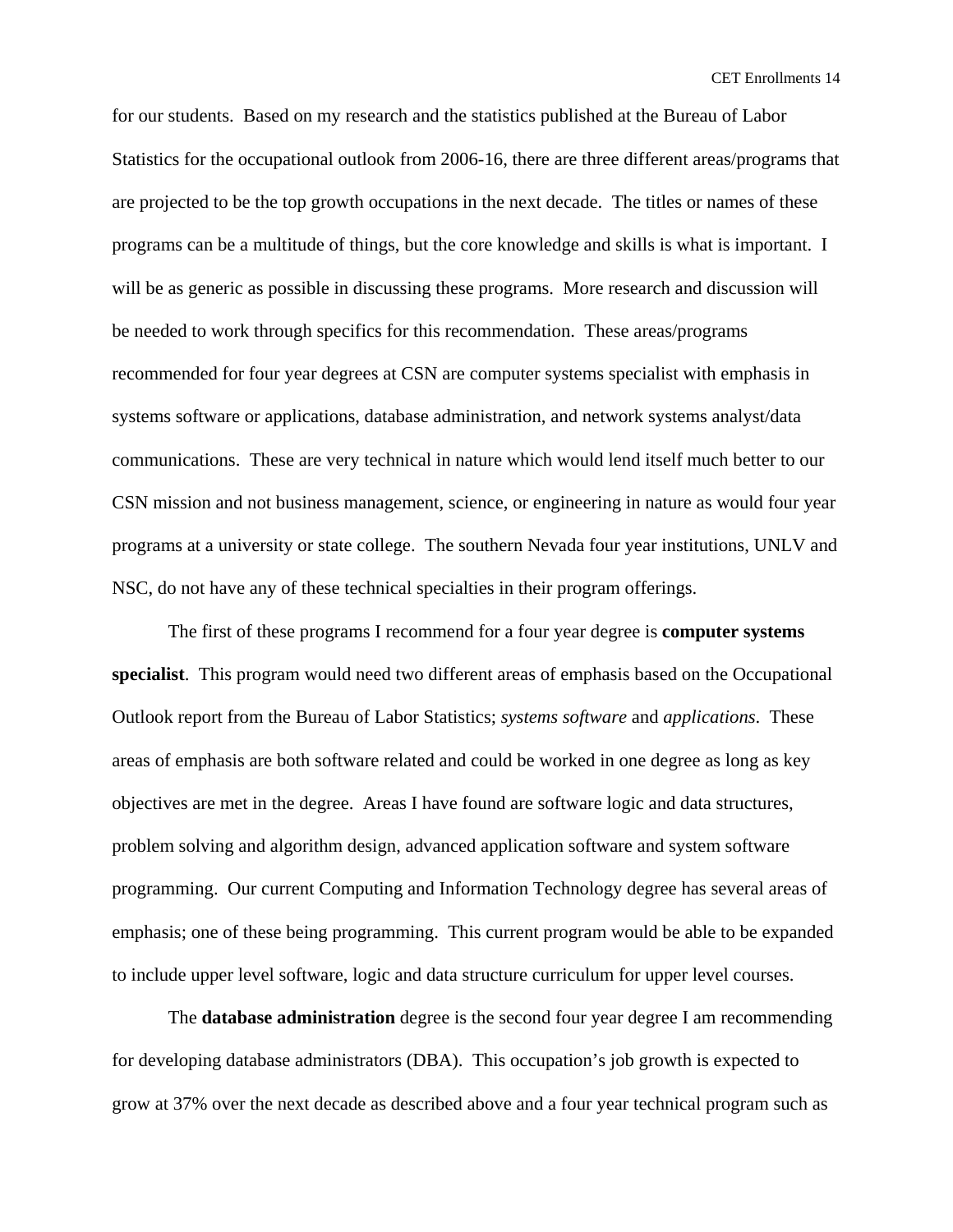for our students. Based on my research and the statistics published at the Bureau of Labor Statistics for the occupational outlook from 2006-16, there are three different areas/programs that are projected to be the top growth occupations in the next decade. The titles or names of these programs can be a multitude of things, but the core knowledge and skills is what is important. I will be as generic as possible in discussing these programs. More research and discussion will be needed to work through specifics for this recommendation. These areas/programs recommended for four year degrees at CSN are computer systems specialist with emphasis in systems software or applications, database administration, and network systems analyst/data communications. These are very technical in nature which would lend itself much better to our CSN mission and not business management, science, or engineering in nature as would four year programs at a university or state college. The southern Nevada four year institutions, UNLV and NSC, do not have any of these technical specialties in their program offerings.

The first of these programs I recommend for a four year degree is **computer systems specialist**. This program would need two different areas of emphasis based on the Occupational Outlook report from the Bureau of Labor Statistics; *systems software* and *applications*. These areas of emphasis are both software related and could be worked in one degree as long as key objectives are met in the degree. Areas I have found are software logic and data structures, problem solving and algorithm design, advanced application software and system software programming. Our current Computing and Information Technology degree has several areas of emphasis; one of these being programming. This current program would be able to be expanded to include upper level software, logic and data structure curriculum for upper level courses.

The **database administration** degree is the second four year degree I am recommending for developing database administrators (DBA). This occupation's job growth is expected to grow at 37% over the next decade as described above and a four year technical program such as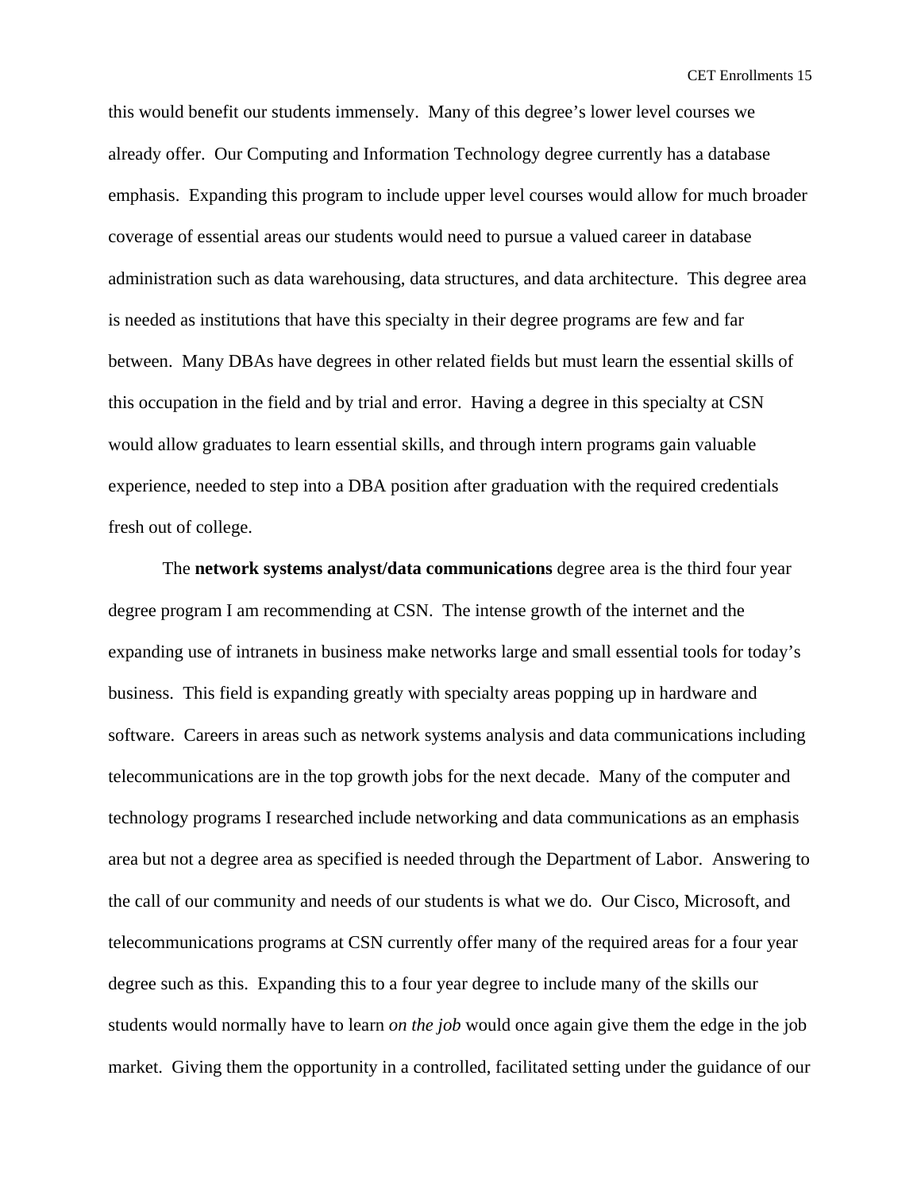this would benefit our students immensely.  Many of this degree's lower level courses we already offer.  Our Computing and Information Technology degree currently has a database emphasis.  Expanding this program to include upper level courses would allow for much broader coverage of essential areas our students would need to pursue a valued career in database administration such as data warehousing, data structures, and data architecture.  This degree area is needed as institutions that have this specialty in their degree programs are few and far between.  Many DBAs have degrees in other related fields but must learn the essential skills of this occupation in the field and by trial and error.  Having a degree in this specialty at CSN would allow graduates to learn essential skills, and through intern programs gain valuable experience, needed to step into a DBA position after graduation with the required credentials fresh out of college.

The **network systems analyst/data communications** degree area is the third four year degree program I am recommending at CSN.  The intense growth of the internet and the expanding use of intranets in business make networks large and small essential tools for today's business.  This field is expanding greatly with specialty areas popping up in hardware and software.  Careers in areas such as network systems analysis and data communications including telecommunications are in the top growth jobs for the next decade.  Many of the computer and technology programs I researched include networking and data communications as an emphasis area but not a degree area as specified is needed through the Department of Labor.  Answering to the call of our community and needs of our students is what we do.  Our Cisco, Microsoft, and telecommunications programs at CSN currently offer many of the required areas for a four year degree such as this.  Expanding this to a four year degree to include many of the skills our students would normally have to learn *on the job* would once again give them the edge in the job market.  Giving them the opportunity in a controlled, facilitated setting under the guidance of our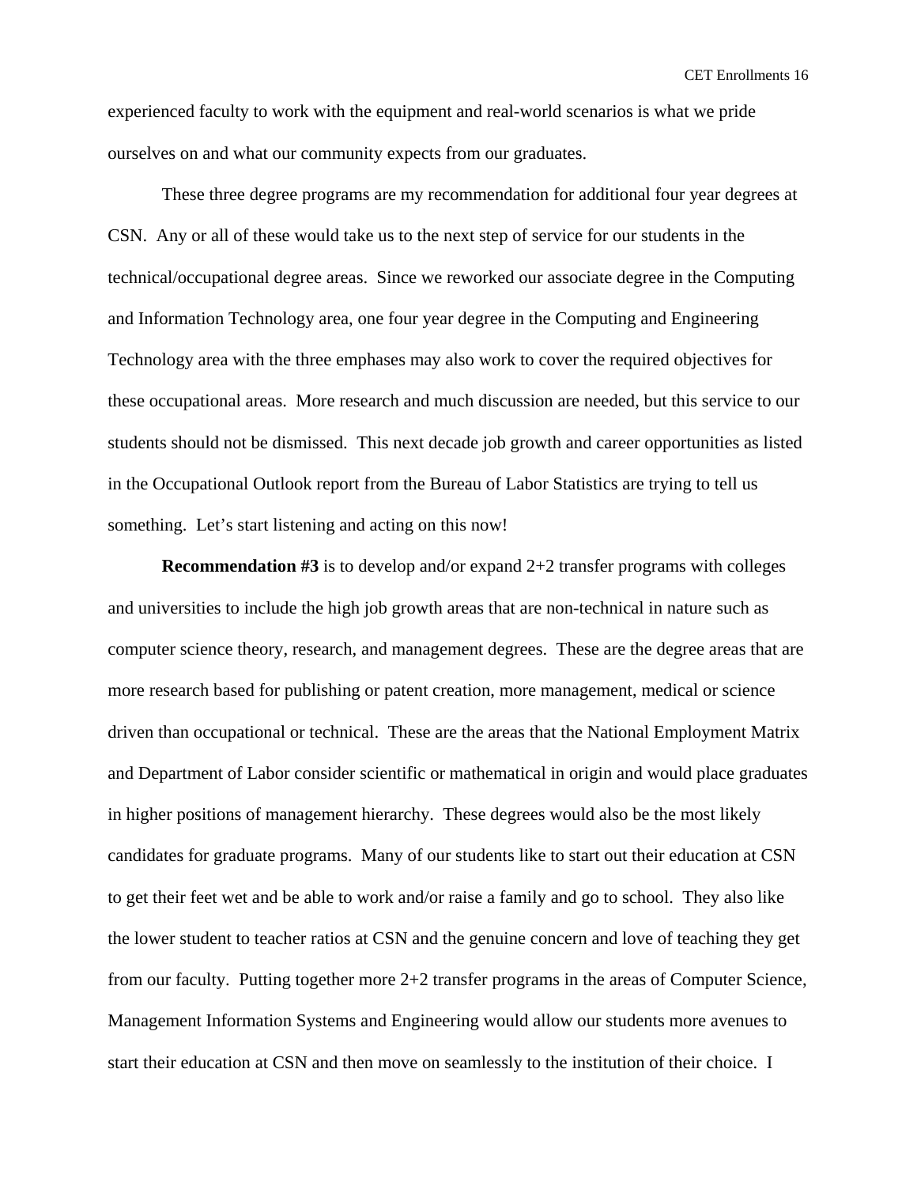experienced faculty to work with the equipment and real-world scenarios is what we pride ourselves on and what our community expects from our graduates.

These three degree programs are my recommendation for additional four year degrees at CSN. Any or all of these would take us to the next step of service for our students in the technical/occupational degree areas. Since we reworked our associate degree in the Computing and Information Technology area, one four year degree in the Computing and Engineering Technology area with the three emphases may also work to cover the required objectives for these occupational areas. More research and much discussion are needed, but this service to our students should not be dismissed. This next decade job growth and career opportunities as listed in the Occupational Outlook report from the Bureau of Labor Statistics are trying to tell us something. Let's start listening and acting on this now!

**Recommendation #3** is to develop and/or expand 2+2 transfer programs with colleges and universities to include the high job growth areas that are non-technical in nature such as computer science theory, research, and management degrees. These are the degree areas that are more research based for publishing or patent creation, more management, medical or science driven than occupational or technical. These are the areas that the National Employment Matrix and Department of Labor consider scientific or mathematical in origin and would place graduates in higher positions of management hierarchy. These degrees would also be the most likely candidates for graduate programs. Many of our students like to start out their education at CSN to get their feet wet and be able to work and/or raise a family and go to school. They also like the lower student to teacher ratios at CSN and the genuine concern and love of teaching they get from our faculty. Putting together more 2+2 transfer programs in the areas of Computer Science, Management Information Systems and Engineering would allow our students more avenues to start their education at CSN and then move on seamlessly to the institution of their choice. I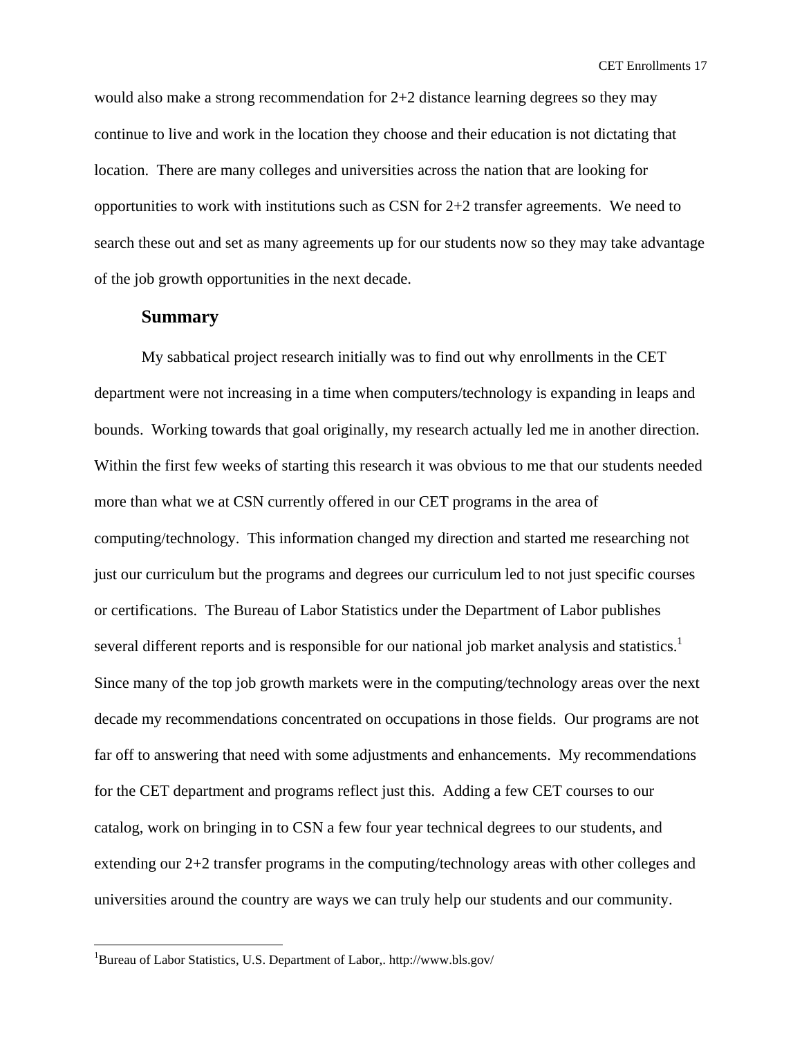would also make a strong recommendation for 2+2 distance learning degrees so they may continue to live and work in the location they choose and their education is not dictating that location. There are many colleges and universities across the nation that are looking for opportunities to work with institutions such as CSN for 2+2 transfer agreements. We need to search these out and set as many agreements up for our students now so they may take advantage of the job growth opportunities in the next decade.

## Summary

My sabbatical project research initially was to find out why enrollments in the CET department were not increasing in a time when computers/technology is expanding in leaps and bounds. Working towards that goal originally, my research actually led me in another direction. Within the first few weeks of starting this research it was obvious to me that our students needed more than what we at CSN currently offered in our CET programs in the area of computing/technology. This information changed my direction and started me researching not just our curriculum but the programs and degrees our curriculum led to not just specific courses or certifications. The Bureau of Labor Statistics under the Department of Labor publishes several different reports and is responsible for our national job market analysis and statistics.[1] Since many of the top job growth markets were in the computing/technology areas over the next decade my recommendations concentrated on occupations in those fields. Our programs are not far off to answering that need with some adjustments and enhancements. My recommendations for the CET department and programs reflect just this. Adding a few CET courses to our catalog, work on bringing in to CSN a few four year technical degrees to our students, and extending our 2+2 transfer programs in the computing/technology areas with other colleges and universities around the country are ways we can truly help our students and our community.

---

[1]Bureau of Labor Statistics, U.S. Department of Labor,. http://www.bls.gov/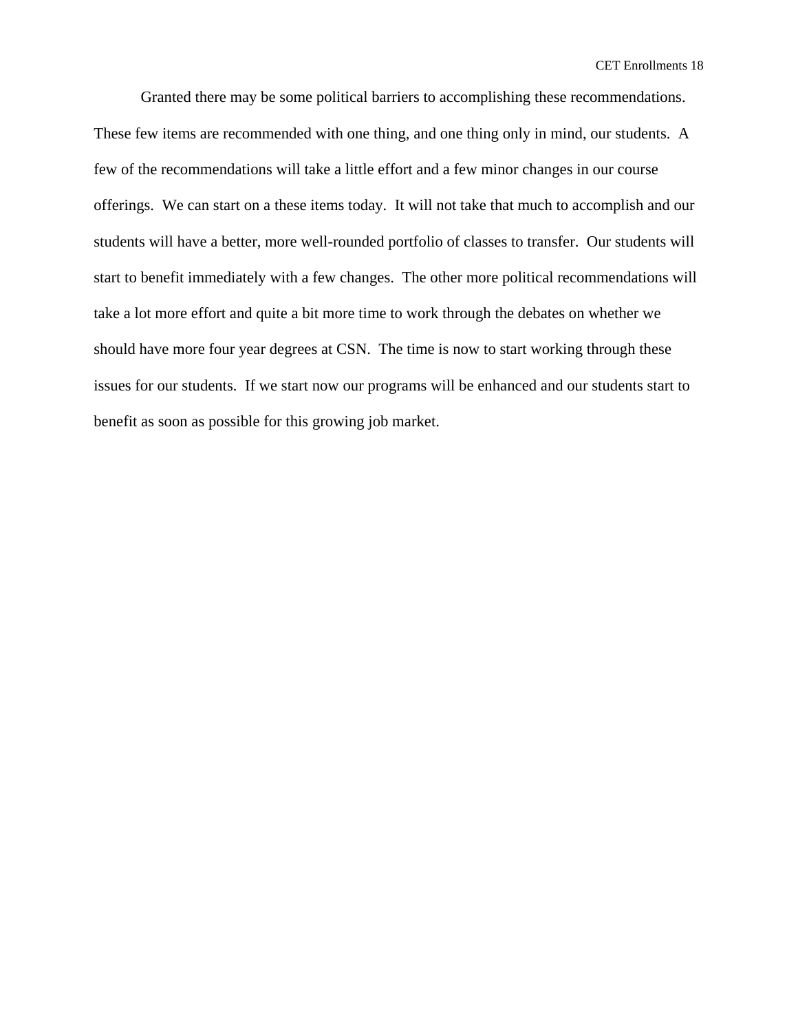Granted there may be some political barriers to accomplishing these recommendations. These few items are recommended with one thing, and one thing only in mind, our students. A few of the recommendations will take a little effort and a few minor changes in our course offerings. We can start on a these items today. It will not take that much to accomplish and our students will have a better, more well-rounded portfolio of classes to transfer. Our students will start to benefit immediately with a few changes. The other more political recommendations will take a lot more effort and quite a bit more time to work through the debates on whether we should have more four year degrees at CSN. The time is now to start working through these issues for our students. If we start now our programs will be enhanced and our students start to benefit as soon as possible for this growing job market.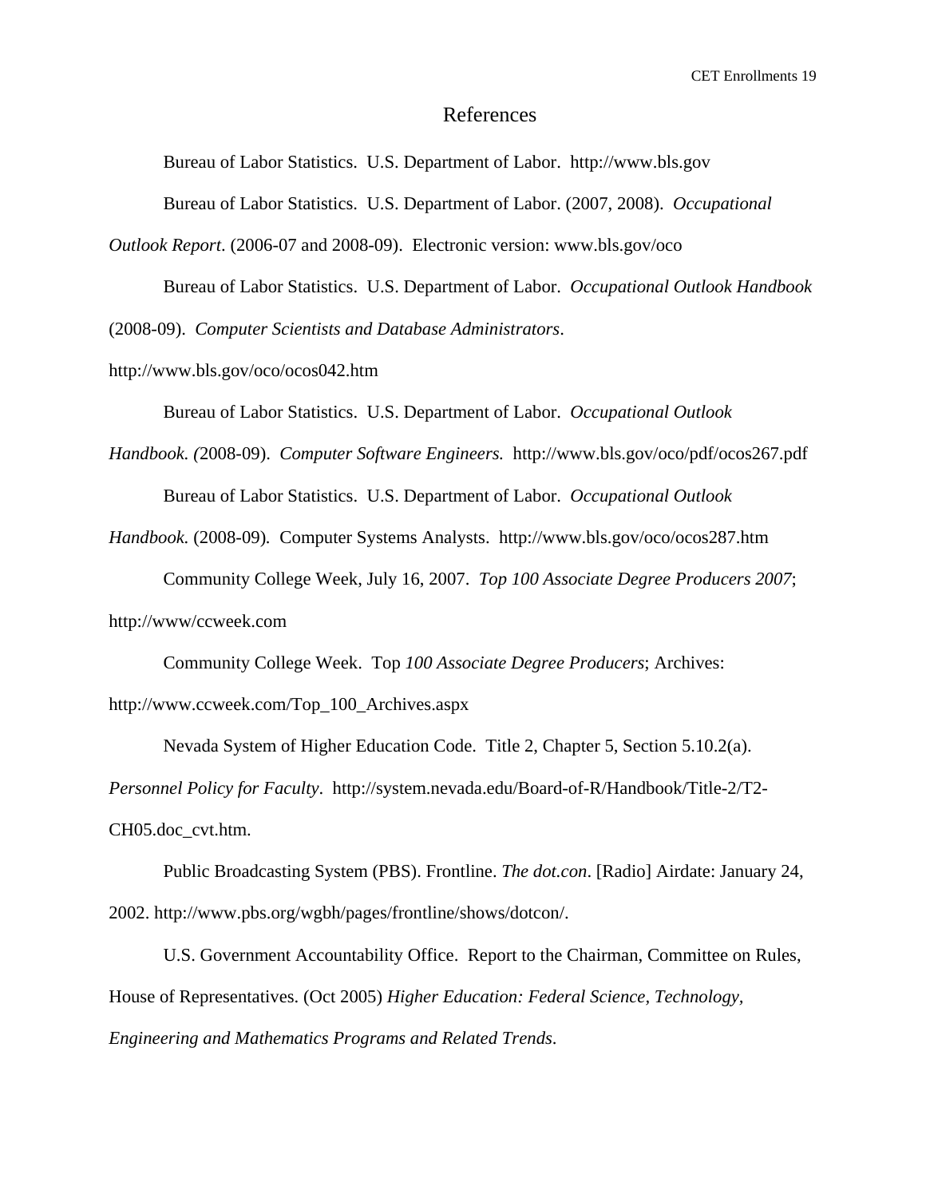# References

Bureau of Labor Statistics. U.S. Department of Labor. http://www.bls.gov

Bureau of Labor Statistics. U.S. Department of Labor. (2007, 2008). *Occupational Outlook Report*. (2006-07 and 2008-09). Electronic version: www.bls.gov/oco

Bureau of Labor Statistics. U.S. Department of Labor. *Occupational Outlook Handbook* (2008-09). *Computer Scientists and Database Administrators*. http://www.bls.gov/oco/ocos042.htm

Bureau of Labor Statistics. U.S. Department of Labor. *Occupational Outlook Handbook. (*2008-09). *Computer Software Engineers.* http://www.bls.gov/oco/pdf/ocos267.pdf

Bureau of Labor Statistics. U.S. Department of Labor. *Occupational Outlook Handbook.* (2008-09). Computer Systems Analysts. http://www.bls.gov/oco/ocos287.htm

Community College Week, July 16, 2007. *Top 100 Associate Degree Producers 2007*; http://www/ccweek.com

Community College Week. Top *100 Associate Degree Producers*; Archives: http://www.ccweek.com/Top_100_Archives.aspx

Nevada System of Higher Education Code. Title 2, Chapter 5, Section 5.10.2(a). *Personnel Policy for Faculty*. http://system.nevada.edu/Board-of-R/Handbook/Title-2/T2-CH05.doc_cvt.htm.

Public Broadcasting System (PBS). Frontline. *The dot.con*. [Radio] Airdate: January 24, 2002. http://www.pbs.org/wgbh/pages/frontline/shows/dotcon/.

U.S. Government Accountability Office. Report to the Chairman, Committee on Rules, House of Representatives. (Oct 2005) *Higher Education: Federal Science, Technology, Engineering and Mathematics Programs and Related Trends.*